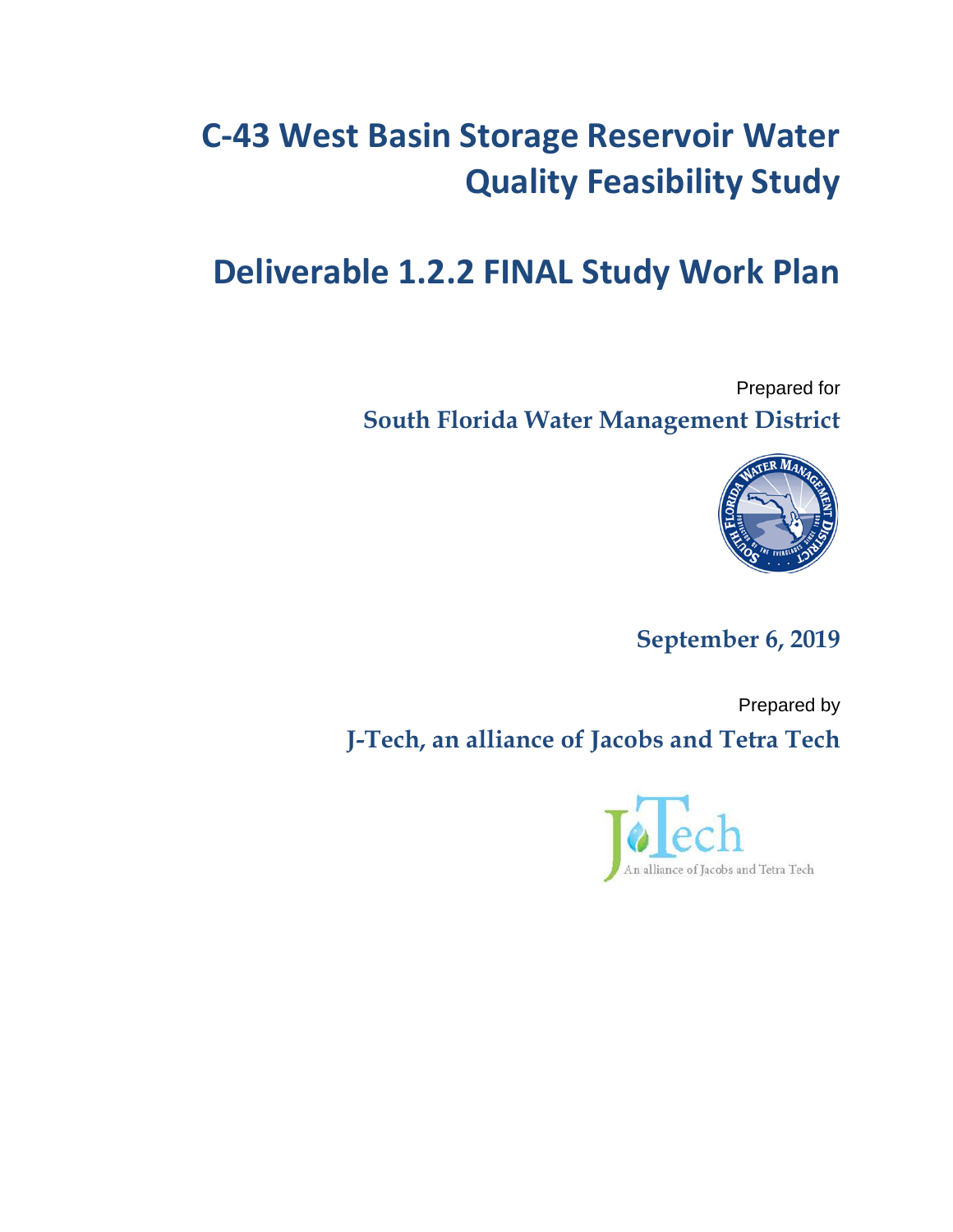# C-43 West Basin Storage Reservoir Water Quality Feasibility Study

# Deliverable 1.2.2 FINAL Study Work Plan

Prepared for

**South Florida Water Management District**

**September 6, 2019**

Prepared by

**J-Tech, an alliance of Jacobs and Tetra Tech**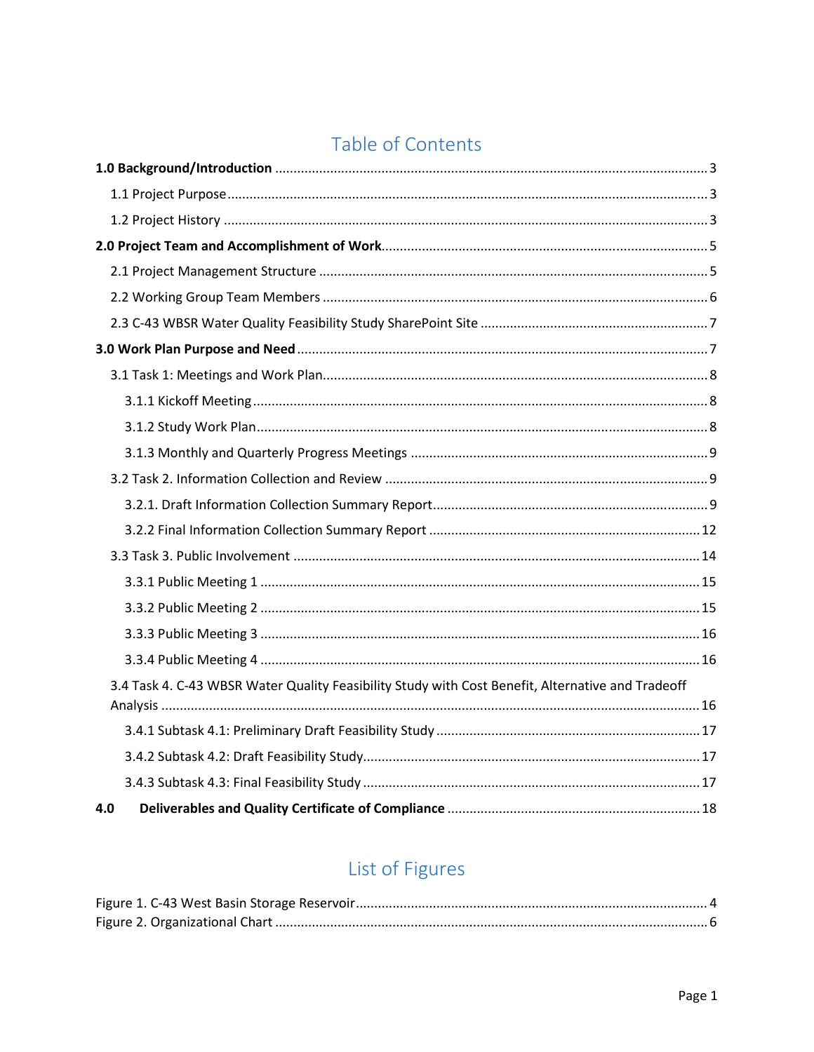## Table of Contents

**1.0 Background/Introduction** ..... 3

1.1 Project Purpose ..... 3

1.2 Project History ..... 3

**2.0 Project Team and Accomplishment of Work** ..... 5

2.1 Project Management Structure ..... 5

2.2 Working Group Team Members ..... 6

2.3 C-43 WBSR Water Quality Feasibility Study SharePoint Site ..... 7

**3.0 Work Plan Purpose and Need** ..... 7

3.1 Task 1: Meetings and Work Plan ..... 8

3.1.1 Kickoff Meeting ..... 8

3.1.2 Study Work Plan ..... 8

3.1.3 Monthly and Quarterly Progress Meetings ..... 9

3.2 Task 2. Information Collection and Review ..... 9

3.2.1. Draft Information Collection Summary Report ..... 9

3.2.2 Final Information Collection Summary Report ..... 12

3.3 Task 3. Public Involvement ..... 14

3.3.1 Public Meeting 1 ..... 15

3.3.2 Public Meeting 2 ..... 15

3.3.3 Public Meeting 3 ..... 16

3.3.4 Public Meeting 4 ..... 16

3.4 Task 4. C-43 WBSR Water Quality Feasibility Study with Cost Benefit, Alternative and Tradeoff Analysis ..... 16

3.4.1 Subtask 4.1: Preliminary Draft Feasibility Study ..... 17

3.4.2 Subtask 4.2: Draft Feasibility Study ..... 17

3.4.3 Subtask 4.3: Final Feasibility Study ..... 17

**4.0 Deliverables and Quality Certificate of Compliance** ..... 18

## List of Figures

Figure 1. C-43 West Basin Storage Reservoir ..... 4

Figure 2. Organizational Chart ..... 6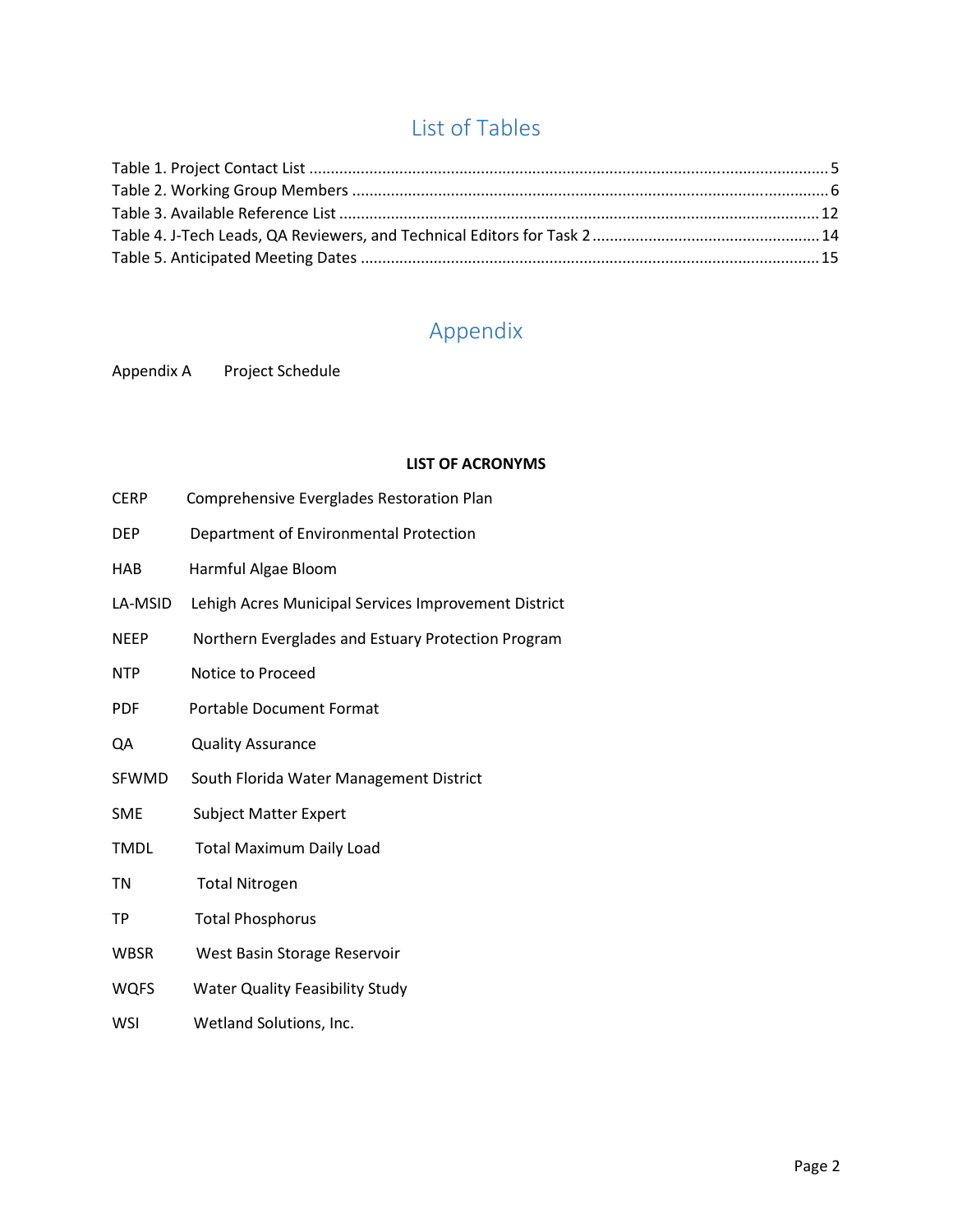## List of Tables

Table 1. Project Contact List ............................................................ 5
Table 2. Working Group Members ............................................................ 6
Table 3. Available Reference List ............................................................ 12
Table 4. J-Tech Leads, QA Reviewers, and Technical Editors for Task 2 ............................................................ 14
Table 5. Anticipated Meeting Dates ............................................................ 15

## Appendix

Appendix A Project Schedule

**LIST OF ACRONYMS**

| | |
|---|---|
| CERP | Comprehensive Everglades Restoration Plan |
| DEP | Department of Environmental Protection |
| HAB | Harmful Algae Bloom |
| LA-MSID | Lehigh Acres Municipal Services Improvement District |
| NEEP | Northern Everglades and Estuary Protection Program |
| NTP | Notice to Proceed |
| PDF | Portable Document Format |
| QA | Quality Assurance |
| SFWMD | South Florida Water Management District |
| SME | Subject Matter Expert |
| TMDL | Total Maximum Daily Load |
| TN | Total Nitrogen |
| TP | Total Phosphorus |
| WBSR | West Basin Storage Reservoir |
| WQFS | Water Quality Feasibility Study |
| WSI | Wetland Solutions, Inc. |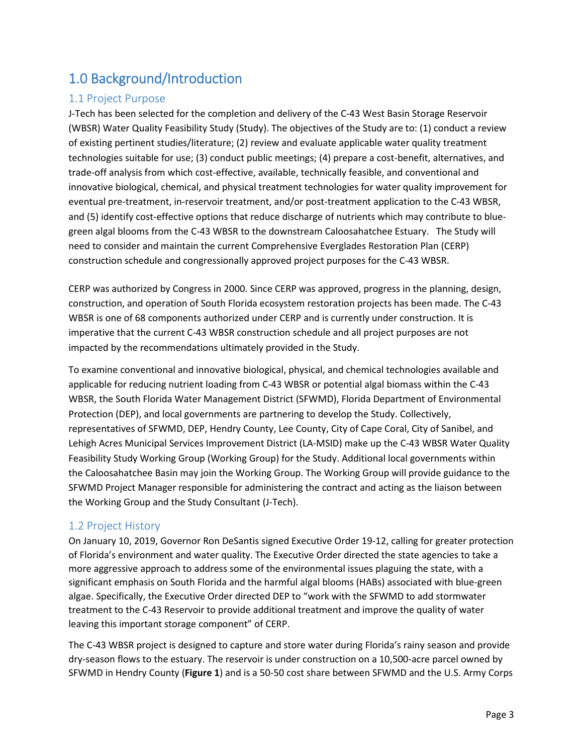# 1.0 Background/Introduction

## 1.1 Project Purpose

J-Tech has been selected for the completion and delivery of the C-43 West Basin Storage Reservoir (WBSR) Water Quality Feasibility Study (Study). The objectives of the Study are to: (1) conduct a review of existing pertinent studies/literature; (2) review and evaluate applicable water quality treatment technologies suitable for use; (3) conduct public meetings; (4) prepare a cost-benefit, alternatives, and trade-off analysis from which cost-effective, available, technically feasible, and conventional and innovative biological, chemical, and physical treatment technologies for water quality improvement for eventual pre-treatment, in-reservoir treatment, and/or post-treatment application to the C-43 WBSR, and (5) identify cost-effective options that reduce discharge of nutrients which may contribute to blue-green algal blooms from the C-43 WBSR to the downstream Caloosahatchee Estuary. The Study will need to consider and maintain the current Comprehensive Everglades Restoration Plan (CERP) construction schedule and congressionally approved project purposes for the C-43 WBSR.

CERP was authorized by Congress in 2000. Since CERP was approved, progress in the planning, design, construction, and operation of South Florida ecosystem restoration projects has been made. The C-43 WBSR is one of 68 components authorized under CERP and is currently under construction. It is imperative that the current C-43 WBSR construction schedule and all project purposes are not impacted by the recommendations ultimately provided in the Study.

To examine conventional and innovative biological, physical, and chemical technologies available and applicable for reducing nutrient loading from C-43 WBSR or potential algal biomass within the C-43 WBSR, the South Florida Water Management District (SFWMD), Florida Department of Environmental Protection (DEP), and local governments are partnering to develop the Study. Collectively, representatives of SFWMD, DEP, Hendry County, Lee County, City of Cape Coral, City of Sanibel, and Lehigh Acres Municipal Services Improvement District (LA-MSID) make up the C-43 WBSR Water Quality Feasibility Study Working Group (Working Group) for the Study. Additional local governments within the Caloosahatchee Basin may join the Working Group. The Working Group will provide guidance to the SFWMD Project Manager responsible for administering the contract and acting as the liaison between the Working Group and the Study Consultant (J-Tech).

## 1.2 Project History

On January 10, 2019, Governor Ron DeSantis signed Executive Order 19-12, calling for greater protection of Florida's environment and water quality. The Executive Order directed the state agencies to take a more aggressive approach to address some of the environmental issues plaguing the state, with a significant emphasis on South Florida and the harmful algal blooms (HABs) associated with blue-green algae. Specifically, the Executive Order directed DEP to "work with the SFWMD to add stormwater treatment to the C-43 Reservoir to provide additional treatment and improve the quality of water leaving this important storage component" of CERP.

The C-43 WBSR project is designed to capture and store water during Florida's rainy season and provide dry-season flows to the estuary. The reservoir is under construction on a 10,500-acre parcel owned by SFWMD in Hendry County (**Figure 1**) and is a 50-50 cost share between SFWMD and the U.S. Army Corps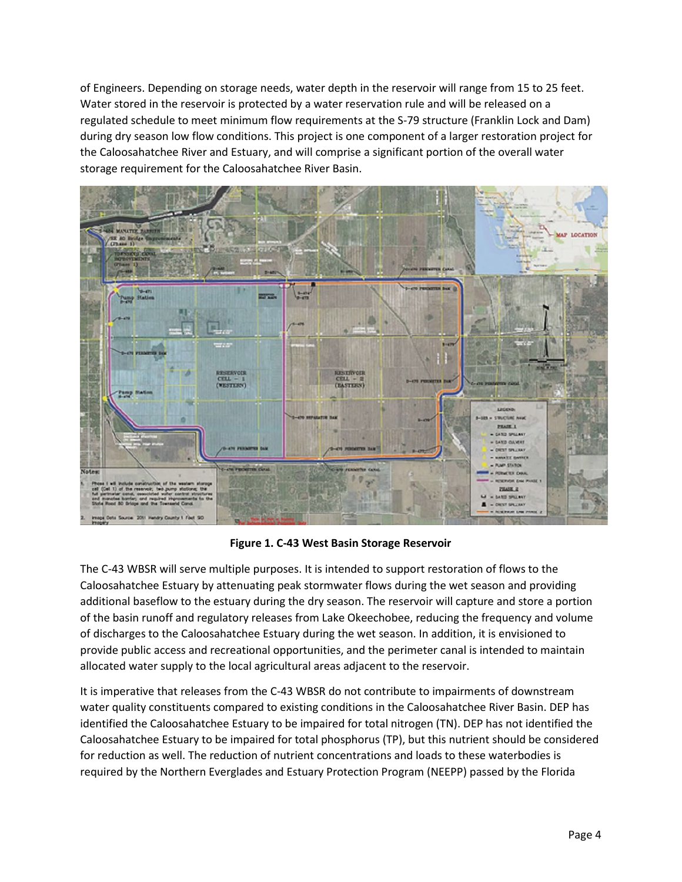of Engineers. Depending on storage needs, water depth in the reservoir will range from 15 to 25 feet. Water stored in the reservoir is protected by a water reservation rule and will be released on a regulated schedule to meet minimum flow requirements at the S-79 structure (Franklin Lock and Dam) during dry season low flow conditions. This project is one component of a larger restoration project for the Caloosahatchee River and Estuary, and will comprise a significant portion of the overall water storage requirement for the Caloosahatchee River Basin.

**Figure 1. C-43 West Basin Storage Reservoir**

The C-43 WBSR will serve multiple purposes. It is intended to support restoration of flows to the Caloosahatchee Estuary by attenuating peak stormwater flows during the wet season and providing additional baseflow to the estuary during the dry season. The reservoir will capture and store a portion of the basin runoff and regulatory releases from Lake Okeechobee, reducing the frequency and volume of discharges to the Caloosahatchee Estuary during the wet season. In addition, it is envisioned to provide public access and recreational opportunities, and the perimeter canal is intended to maintain allocated water supply to the local agricultural areas adjacent to the reservoir.

It is imperative that releases from the C-43 WBSR do not contribute to impairments of downstream water quality constituents compared to existing conditions in the Caloosahatchee River Basin. DEP has identified the Caloosahatchee Estuary to be impaired for total nitrogen (TN). DEP has not identified the Caloosahatchee Estuary to be impaired for total phosphorus (TP), but this nutrient should be considered for reduction as well. The reduction of nutrient concentrations and loads to these waterbodies is required by the Northern Everglades and Estuary Protection Program (NEEPP) passed by the Florida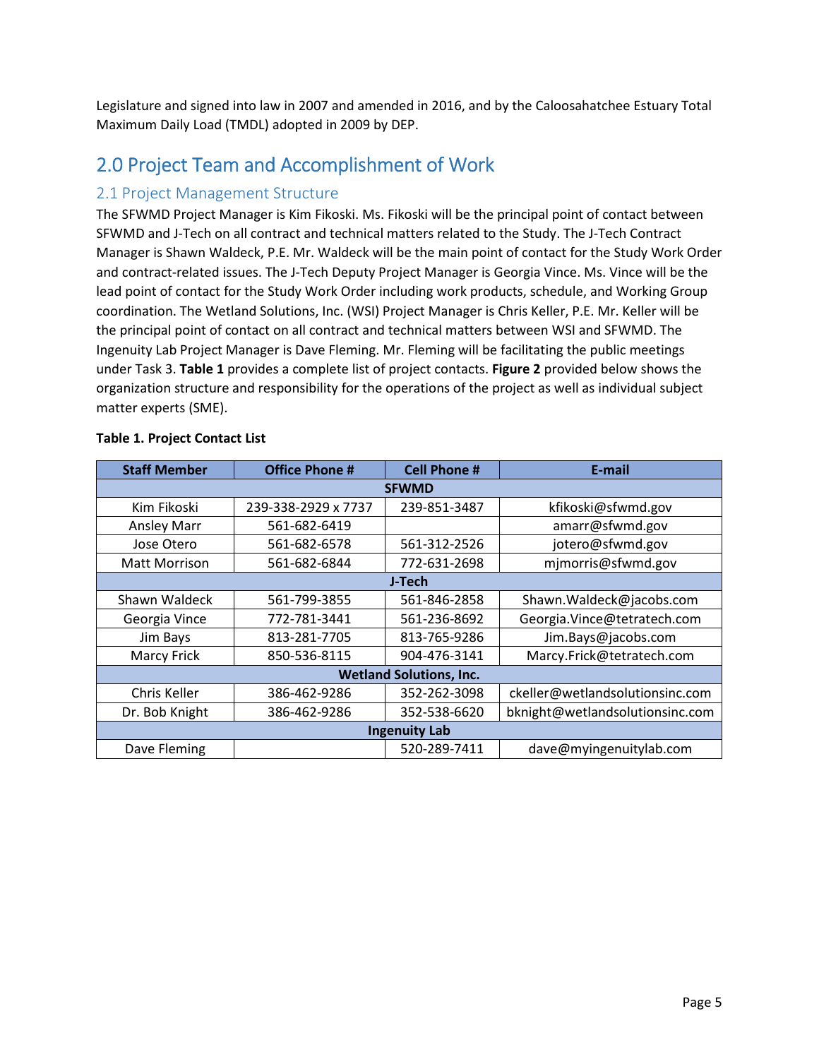Legislature and signed into law in 2007 and amended in 2016, and by the Caloosahatchee Estuary Total Maximum Daily Load (TMDL) adopted in 2009 by DEP.

# 2.0 Project Team and Accomplishment of Work

## 2.1 Project Management Structure

The SFWMD Project Manager is Kim Fikoski. Ms. Fikoski will be the principal point of contact between SFWMD and J-Tech on all contract and technical matters related to the Study. The J-Tech Contract Manager is Shawn Waldeck, P.E. Mr. Waldeck will be the main point of contact for the Study Work Order and contract-related issues. The J-Tech Deputy Project Manager is Georgia Vince. Ms. Vince will be the lead point of contact for the Study Work Order including work products, schedule, and Working Group coordination. The Wetland Solutions, Inc. (WSI) Project Manager is Chris Keller, P.E. Mr. Keller will be the principal point of contact on all contract and technical matters between WSI and SFWMD. The Ingenuity Lab Project Manager is Dave Fleming. Mr. Fleming will be facilitating the public meetings under Task 3. **Table 1** provides a complete list of project contacts. **Figure 2** provided below shows the organization structure and responsibility for the operations of the project as well as individual subject matter experts (SME).

**Table 1. Project Contact List**

| Staff Member | Office Phone # | Cell Phone # | E-mail |
|---|---|---|---|
| **SFWMD** | | | |
| Kim Fikoski | 239-338-2929 x 7737 | 239-851-3487 | kfikoski@sfwmd.gov |
| Ansley Marr | 561-682-6419 | | amarr@sfwmd.gov |
| Jose Otero | 561-682-6578 | 561-312-2526 | jotero@sfwmd.gov |
| Matt Morrison | 561-682-6844 | 772-631-2698 | mjmorris@sfwmd.gov |
| **J-Tech** | | | |
| Shawn Waldeck | 561-799-3855 | 561-846-2858 | Shawn.Waldeck@jacobs.com |
| Georgia Vince | 772-781-3441 | 561-236-8692 | Georgia.Vince@tetratech.com |
| Jim Bays | 813-281-7705 | 813-765-9286 | Jim.Bays@jacobs.com |
| Marcy Frick | 850-536-8115 | 904-476-3141 | Marcy.Frick@tetratech.com |
| **Wetland Solutions, Inc.** | | | |
| Chris Keller | 386-462-9286 | 352-262-3098 | ckeller@wetlandsolutionsinc.com |
| Dr. Bob Knight | 386-462-9286 | 352-538-6620 | bknight@wetlandsolutionsinc.com |
| **Ingenuity Lab** | | | |
| Dave Fleming | | 520-289-7411 | dave@myingenuitylab.com |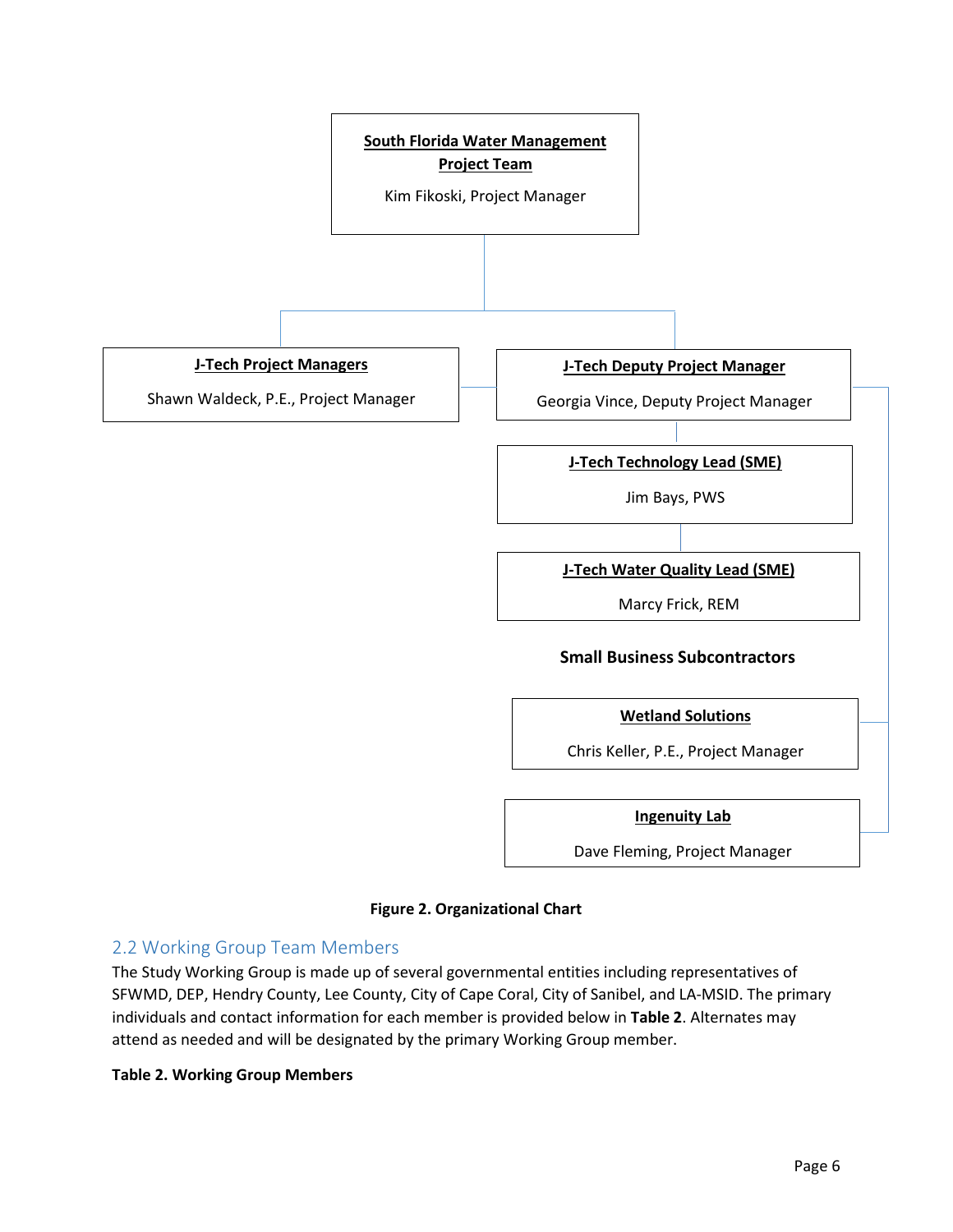**South Florida Water Management Project Team**

Kim Fikoski, Project Manager

**J-Tech Project Managers**

Shawn Waldeck, P.E., Project Manager

**J-Tech Deputy Project Manager**

Georgia Vince, Deputy Project Manager

**J-Tech Technology Lead (SME)**

Jim Bays, PWS

**J-Tech Water Quality Lead (SME)**

Marcy Frick, REM

**Small Business Subcontractors**

**Wetland Solutions**

Chris Keller, P.E., Project Manager

**Ingenuity Lab**

Dave Fleming, Project Manager

**Figure 2. Organizational Chart**

## 2.2 Working Group Team Members

The Study Working Group is made up of several governmental entities including representatives of SFWMD, DEP, Hendry County, Lee County, City of Cape Coral, City of Sanibel, and LA-MSID. The primary individuals and contact information for each member is provided below in **Table 2**. Alternates may attend as needed and will be designated by the primary Working Group member.

**Table 2. Working Group Members**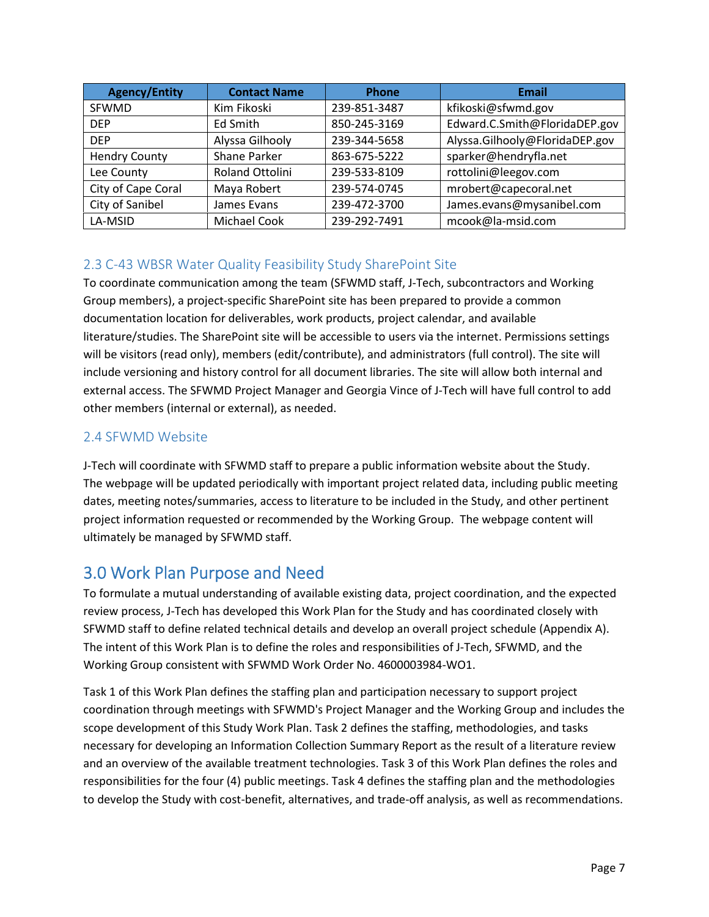| Agency/Entity | Contact Name | Phone | Email |
|---|---|---|---|
| SFWMD | Kim Fikoski | 239-851-3487 | kfikoski@sfwmd.gov |
| DEP | Ed Smith | 850-245-3169 | Edward.C.Smith@FloridaDEP.gov |
| DEP | Alyssa Gilhooly | 239-344-5658 | Alyssa.Gilhooly@FloridaDEP.gov |
| Hendry County | Shane Parker | 863-675-5222 | sparker@hendryfla.net |
| Lee County | Roland Ottolini | 239-533-8109 | rottolini@leegov.com |
| City of Cape Coral | Maya Robert | 239-574-0745 | mrobert@capecoral.net |
| City of Sanibel | James Evans | 239-472-3700 | James.evans@mysanibel.com |
| LA-MSID | Michael Cook | 239-292-7491 | mcook@la-msid.com |

### 2.3 C-43 WBSR Water Quality Feasibility Study SharePoint Site

To coordinate communication among the team (SFWMD staff, J-Tech, subcontractors and Working Group members), a project-specific SharePoint site has been prepared to provide a common documentation location for deliverables, work products, project calendar, and available literature/studies. The SharePoint site will be accessible to users via the internet. Permissions settings will be visitors (read only), members (edit/contribute), and administrators (full control). The site will include versioning and history control for all document libraries. The site will allow both internal and external access. The SFWMD Project Manager and Georgia Vince of J-Tech will have full control to add other members (internal or external), as needed.

### 2.4 SFWMD Website

J-Tech will coordinate with SFWMD staff to prepare a public information website about the Study. The webpage will be updated periodically with important project related data, including public meeting dates, meeting notes/summaries, access to literature to be included in the Study, and other pertinent project information requested or recommended by the Working Group. The webpage content will ultimately be managed by SFWMD staff.

## 3.0 Work Plan Purpose and Need

To formulate a mutual understanding of available existing data, project coordination, and the expected review process, J-Tech has developed this Work Plan for the Study and has coordinated closely with SFWMD staff to define related technical details and develop an overall project schedule (Appendix A). The intent of this Work Plan is to define the roles and responsibilities of J-Tech, SFWMD, and the Working Group consistent with SFWMD Work Order No. 4600003984-WO1.

Task 1 of this Work Plan defines the staffing plan and participation necessary to support project coordination through meetings with SFWMD's Project Manager and the Working Group and includes the scope development of this Study Work Plan. Task 2 defines the staffing, methodologies, and tasks necessary for developing an Information Collection Summary Report as the result of a literature review and an overview of the available treatment technologies. Task 3 of this Work Plan defines the roles and responsibilities for the four (4) public meetings. Task 4 defines the staffing plan and the methodologies to develop the Study with cost-benefit, alternatives, and trade-off analysis, as well as recommendations.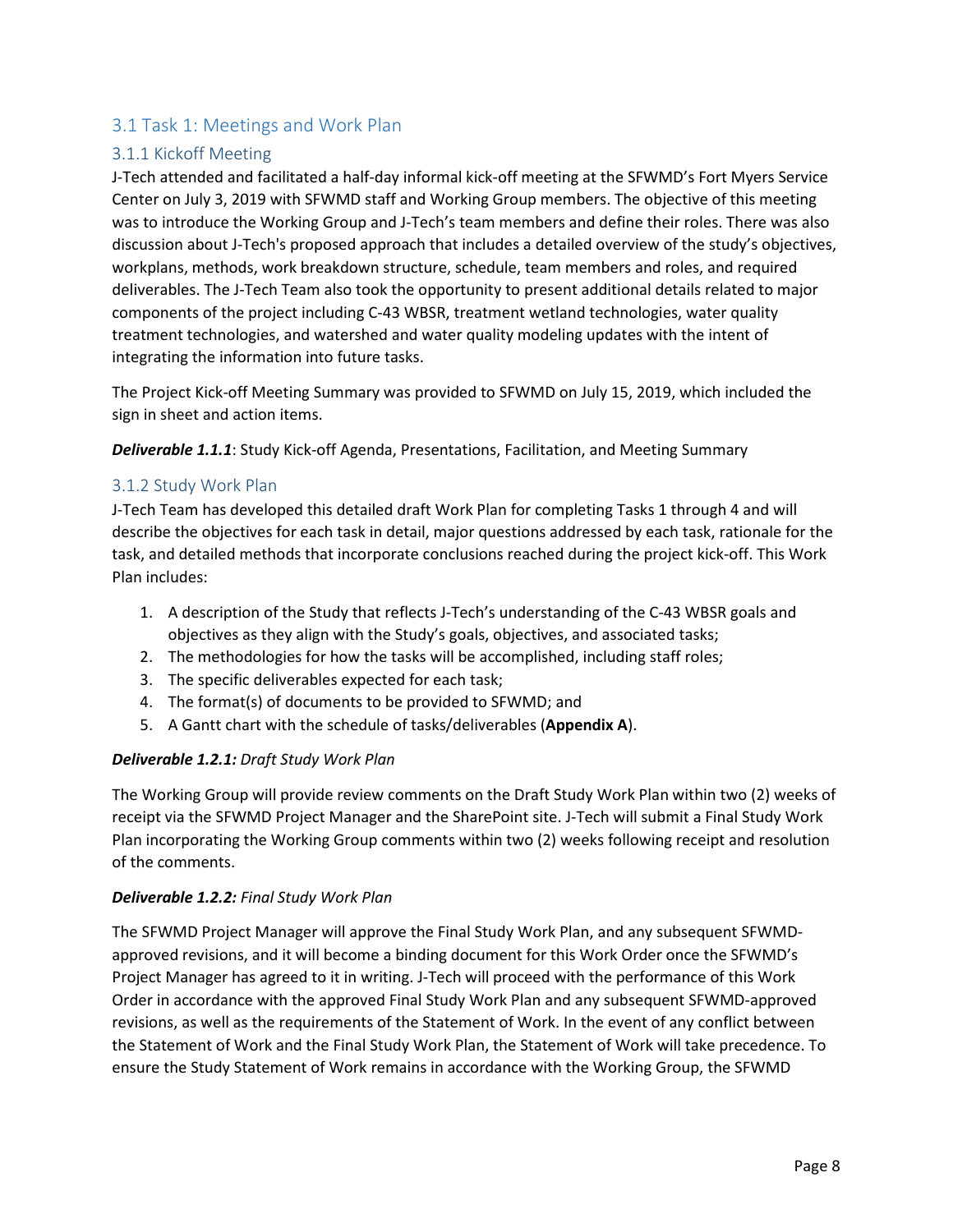## 3.1 Task 1: Meetings and Work Plan

### 3.1.1 Kickoff Meeting

J-Tech attended and facilitated a half-day informal kick-off meeting at the SFWMD's Fort Myers Service Center on July 3, 2019 with SFWMD staff and Working Group members. The objective of this meeting was to introduce the Working Group and J-Tech's team members and define their roles. There was also discussion about J-Tech's proposed approach that includes a detailed overview of the study's objectives, workplans, methods, work breakdown structure, schedule, team members and roles, and required deliverables. The J-Tech Team also took the opportunity to present additional details related to major components of the project including C-43 WBSR, treatment wetland technologies, water quality treatment technologies, and watershed and water quality modeling updates with the intent of integrating the information into future tasks.

The Project Kick-off Meeting Summary was provided to SFWMD on July 15, 2019, which included the sign in sheet and action items.

***Deliverable 1.1.1***: Study Kick-off Agenda, Presentations, Facilitation, and Meeting Summary

### 3.1.2 Study Work Plan

J-Tech Team has developed this detailed draft Work Plan for completing Tasks 1 through 4 and will describe the objectives for each task in detail, major questions addressed by each task, rationale for the task, and detailed methods that incorporate conclusions reached during the project kick-off. This Work Plan includes:

1. A description of the Study that reflects J-Tech's understanding of the C-43 WBSR goals and objectives as they align with the Study's goals, objectives, and associated tasks;
2. The methodologies for how the tasks will be accomplished, including staff roles;
3. The specific deliverables expected for each task;
4. The format(s) of documents to be provided to SFWMD; and
5. A Gantt chart with the schedule of tasks/deliverables (**Appendix A**).

***Deliverable 1.2.1:*** *Draft Study Work Plan*

The Working Group will provide review comments on the Draft Study Work Plan within two (2) weeks of receipt via the SFWMD Project Manager and the SharePoint site. J-Tech will submit a Final Study Work Plan incorporating the Working Group comments within two (2) weeks following receipt and resolution of the comments.

***Deliverable 1.2.2:*** *Final Study Work Plan*

The SFWMD Project Manager will approve the Final Study Work Plan, and any subsequent SFWMD-approved revisions, and it will become a binding document for this Work Order once the SFWMD's Project Manager has agreed to it in writing. J-Tech will proceed with the performance of this Work Order in accordance with the approved Final Study Work Plan and any subsequent SFWMD-approved revisions, as well as the requirements of the Statement of Work. In the event of any conflict between the Statement of Work and the Final Study Work Plan, the Statement of Work will take precedence. To ensure the Study Statement of Work remains in accordance with the Working Group, the SFWMD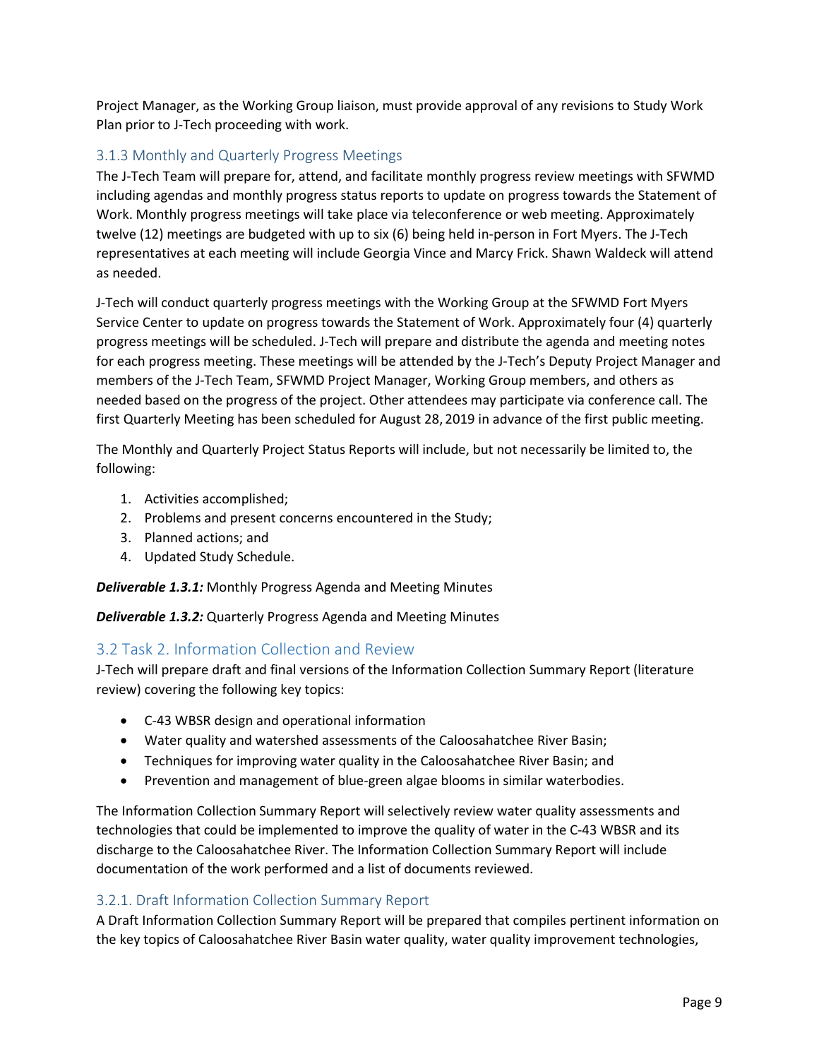Project Manager, as the Working Group liaison, must provide approval of any revisions to Study Work Plan prior to J-Tech proceeding with work.

### 3.1.3 Monthly and Quarterly Progress Meetings

The J-Tech Team will prepare for, attend, and facilitate monthly progress review meetings with SFWMD including agendas and monthly progress status reports to update on progress towards the Statement of Work. Monthly progress meetings will take place via teleconference or web meeting. Approximately twelve (12) meetings are budgeted with up to six (6) being held in-person in Fort Myers. The J-Tech representatives at each meeting will include Georgia Vince and Marcy Frick. Shawn Waldeck will attend as needed.

J-Tech will conduct quarterly progress meetings with the Working Group at the SFWMD Fort Myers Service Center to update on progress towards the Statement of Work. Approximately four (4) quarterly progress meetings will be scheduled. J-Tech will prepare and distribute the agenda and meeting notes for each progress meeting. These meetings will be attended by the J-Tech's Deputy Project Manager and members of the J-Tech Team, SFWMD Project Manager, Working Group members, and others as needed based on the progress of the project. Other attendees may participate via conference call. The first Quarterly Meeting has been scheduled for August 28, 2019 in advance of the first public meeting.

The Monthly and Quarterly Project Status Reports will include, but not necessarily be limited to, the following:

1. Activities accomplished;
2. Problems and present concerns encountered in the Study;
3. Planned actions; and
4. Updated Study Schedule.

***Deliverable 1.3.1:*** Monthly Progress Agenda and Meeting Minutes

***Deliverable 1.3.2:*** Quarterly Progress Agenda and Meeting Minutes

## 3.2 Task 2. Information Collection and Review

J-Tech will prepare draft and final versions of the Information Collection Summary Report (literature review) covering the following key topics:

- C-43 WBSR design and operational information
- Water quality and watershed assessments of the Caloosahatchee River Basin;
- Techniques for improving water quality in the Caloosahatchee River Basin; and
- Prevention and management of blue-green algae blooms in similar waterbodies.

The Information Collection Summary Report will selectively review water quality assessments and technologies that could be implemented to improve the quality of water in the C-43 WBSR and its discharge to the Caloosahatchee River. The Information Collection Summary Report will include documentation of the work performed and a list of documents reviewed.

### 3.2.1. Draft Information Collection Summary Report

A Draft Information Collection Summary Report will be prepared that compiles pertinent information on the key topics of Caloosahatchee River Basin water quality, water quality improvement technologies,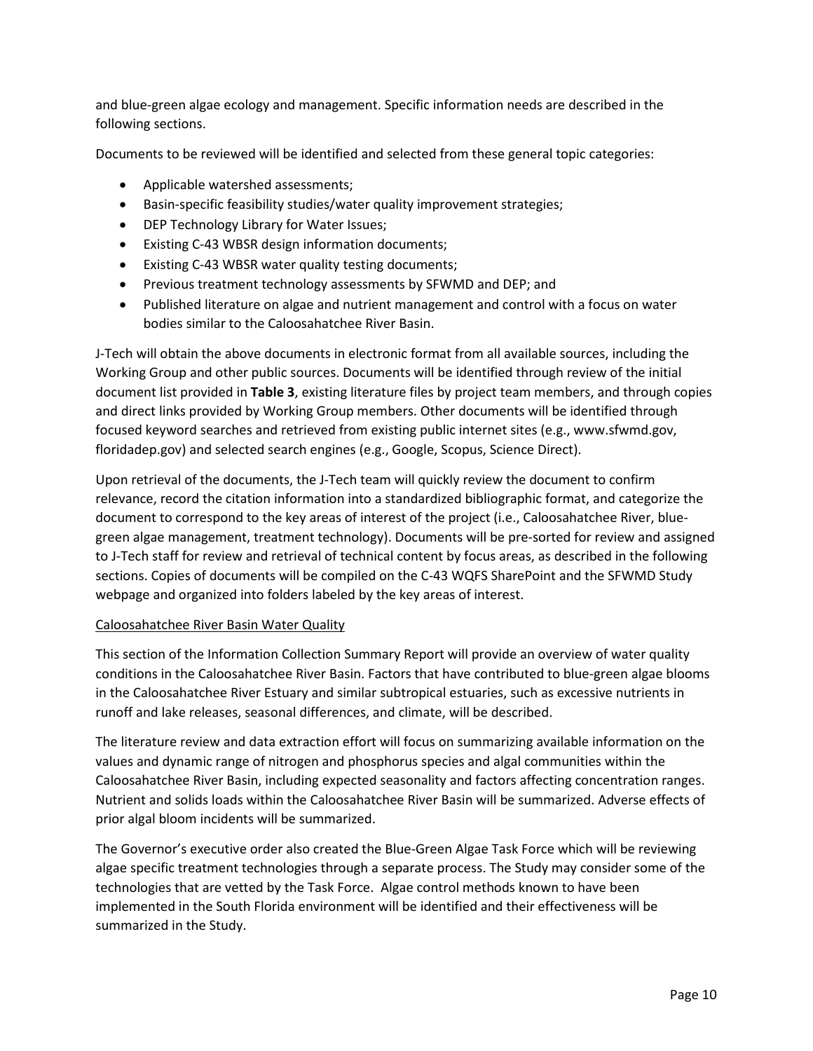and blue-green algae ecology and management. Specific information needs are described in the following sections.

Documents to be reviewed will be identified and selected from these general topic categories:

- Applicable watershed assessments;
- Basin-specific feasibility studies/water quality improvement strategies;
- DEP Technology Library for Water Issues;
- Existing C-43 WBSR design information documents;
- Existing C-43 WBSR water quality testing documents;
- Previous treatment technology assessments by SFWMD and DEP; and
- Published literature on algae and nutrient management and control with a focus on water bodies similar to the Caloosahatchee River Basin.

J-Tech will obtain the above documents in electronic format from all available sources, including the Working Group and other public sources. Documents will be identified through review of the initial document list provided in **Table 3**, existing literature files by project team members, and through copies and direct links provided by Working Group members. Other documents will be identified through focused keyword searches and retrieved from existing public internet sites (e.g., www.sfwmd.gov, floridadep.gov) and selected search engines (e.g., Google, Scopus, Science Direct).

Upon retrieval of the documents, the J-Tech team will quickly review the document to confirm relevance, record the citation information into a standardized bibliographic format, and categorize the document to correspond to the key areas of interest of the project (i.e., Caloosahatchee River, blue-green algae management, treatment technology). Documents will be pre-sorted for review and assigned to J-Tech staff for review and retrieval of technical content by focus areas, as described in the following sections. Copies of documents will be compiled on the C-43 WQFS SharePoint and the SFWMD Study webpage and organized into folders labeled by the key areas of interest.

<u>Caloosahatchee River Basin Water Quality</u>

This section of the Information Collection Summary Report will provide an overview of water quality conditions in the Caloosahatchee River Basin. Factors that have contributed to blue-green algae blooms in the Caloosahatchee River Estuary and similar subtropical estuaries, such as excessive nutrients in runoff and lake releases, seasonal differences, and climate, will be described.

The literature review and data extraction effort will focus on summarizing available information on the values and dynamic range of nitrogen and phosphorus species and algal communities within the Caloosahatchee River Basin, including expected seasonality and factors affecting concentration ranges. Nutrient and solids loads within the Caloosahatchee River Basin will be summarized. Adverse effects of prior algal bloom incidents will be summarized.

The Governor's executive order also created the Blue-Green Algae Task Force which will be reviewing algae specific treatment technologies through a separate process. The Study may consider some of the technologies that are vetted by the Task Force. Algae control methods known to have been implemented in the South Florida environment will be identified and their effectiveness will be summarized in the Study.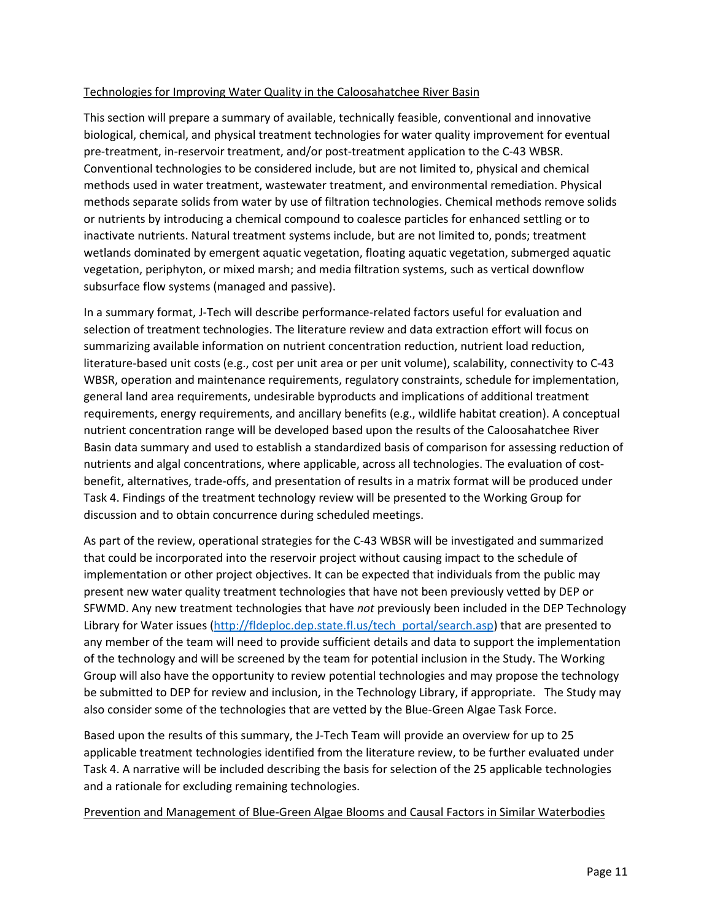<u>Technologies for Improving Water Quality in the Caloosahatchee River Basin</u>

This section will prepare a summary of available, technically feasible, conventional and innovative biological, chemical, and physical treatment technologies for water quality improvement for eventual pre-treatment, in-reservoir treatment, and/or post-treatment application to the C-43 WBSR. Conventional technologies to be considered include, but are not limited to, physical and chemical methods used in water treatment, wastewater treatment, and environmental remediation. Physical methods separate solids from water by use of filtration technologies. Chemical methods remove solids or nutrients by introducing a chemical compound to coalesce particles for enhanced settling or to inactivate nutrients. Natural treatment systems include, but are not limited to, ponds; treatment wetlands dominated by emergent aquatic vegetation, floating aquatic vegetation, submerged aquatic vegetation, periphyton, or mixed marsh; and media filtration systems, such as vertical downflow subsurface flow systems (managed and passive).

In a summary format, J-Tech will describe performance-related factors useful for evaluation and selection of treatment technologies. The literature review and data extraction effort will focus on summarizing available information on nutrient concentration reduction, nutrient load reduction, literature-based unit costs (e.g., cost per unit area or per unit volume), scalability, connectivity to C-43 WBSR, operation and maintenance requirements, regulatory constraints, schedule for implementation, general land area requirements, undesirable byproducts and implications of additional treatment requirements, energy requirements, and ancillary benefits (e.g., wildlife habitat creation). A conceptual nutrient concentration range will be developed based upon the results of the Caloosahatchee River Basin data summary and used to establish a standardized basis of comparison for assessing reduction of nutrients and algal concentrations, where applicable, across all technologies. The evaluation of cost-benefit, alternatives, trade-offs, and presentation of results in a matrix format will be produced under Task 4. Findings of the treatment technology review will be presented to the Working Group for discussion and to obtain concurrence during scheduled meetings.

As part of the review, operational strategies for the C-43 WBSR will be investigated and summarized that could be incorporated into the reservoir project without causing impact to the schedule of implementation or other project objectives. It can be expected that individuals from the public may present new water quality treatment technologies that have not been previously vetted by DEP or SFWMD. Any new treatment technologies that have *not* previously been included in the DEP Technology Library for Water issues (http://fldeploc.dep.state.fl.us/tech_portal/search.asp) that are presented to any member of the team will need to provide sufficient details and data to support the implementation of the technology and will be screened by the team for potential inclusion in the Study. The Working Group will also have the opportunity to review potential technologies and may propose the technology be submitted to DEP for review and inclusion, in the Technology Library, if appropriate. The Study may also consider some of the technologies that are vetted by the Blue-Green Algae Task Force.

Based upon the results of this summary, the J-Tech Team will provide an overview for up to 25 applicable treatment technologies identified from the literature review, to be further evaluated under Task 4. A narrative will be included describing the basis for selection of the 25 applicable technologies and a rationale for excluding remaining technologies.

<u>Prevention and Management of Blue-Green Algae Blooms and Causal Factors in Similar Waterbodies</u>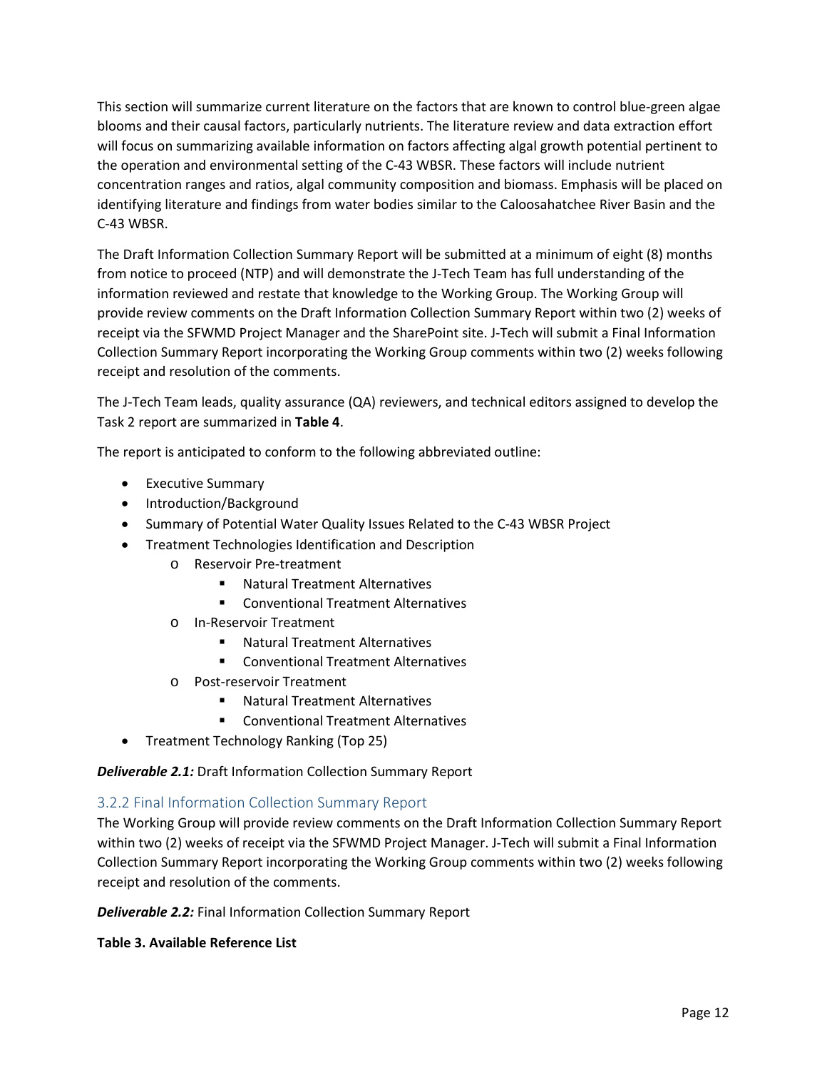This section will summarize current literature on the factors that are known to control blue-green algae blooms and their causal factors, particularly nutrients. The literature review and data extraction effort will focus on summarizing available information on factors affecting algal growth potential pertinent to the operation and environmental setting of the C-43 WBSR. These factors will include nutrient concentration ranges and ratios, algal community composition and biomass. Emphasis will be placed on identifying literature and findings from water bodies similar to the Caloosahatchee River Basin and the C-43 WBSR.

The Draft Information Collection Summary Report will be submitted at a minimum of eight (8) months from notice to proceed (NTP) and will demonstrate the J-Tech Team has full understanding of the information reviewed and restate that knowledge to the Working Group. The Working Group will provide review comments on the Draft Information Collection Summary Report within two (2) weeks of receipt via the SFWMD Project Manager and the SharePoint site. J-Tech will submit a Final Information Collection Summary Report incorporating the Working Group comments within two (2) weeks following receipt and resolution of the comments.

The J-Tech Team leads, quality assurance (QA) reviewers, and technical editors assigned to develop the Task 2 report are summarized in **Table 4**.

The report is anticipated to conform to the following abbreviated outline:

- Executive Summary
- Introduction/Background
- Summary of Potential Water Quality Issues Related to the C-43 WBSR Project
- Treatment Technologies Identification and Description
  - Reservoir Pre-treatment
    - Natural Treatment Alternatives
    - Conventional Treatment Alternatives
  - In-Reservoir Treatment
    - Natural Treatment Alternatives
    - Conventional Treatment Alternatives
  - Post-reservoir Treatment
    - Natural Treatment Alternatives
    - Conventional Treatment Alternatives
- Treatment Technology Ranking (Top 25)

***Deliverable 2.1:*** Draft Information Collection Summary Report

### 3.2.2 Final Information Collection Summary Report

The Working Group will provide review comments on the Draft Information Collection Summary Report within two (2) weeks of receipt via the SFWMD Project Manager. J-Tech will submit a Final Information Collection Summary Report incorporating the Working Group comments within two (2) weeks following receipt and resolution of the comments.

***Deliverable 2.2:*** Final Information Collection Summary Report

**Table 3. Available Reference List**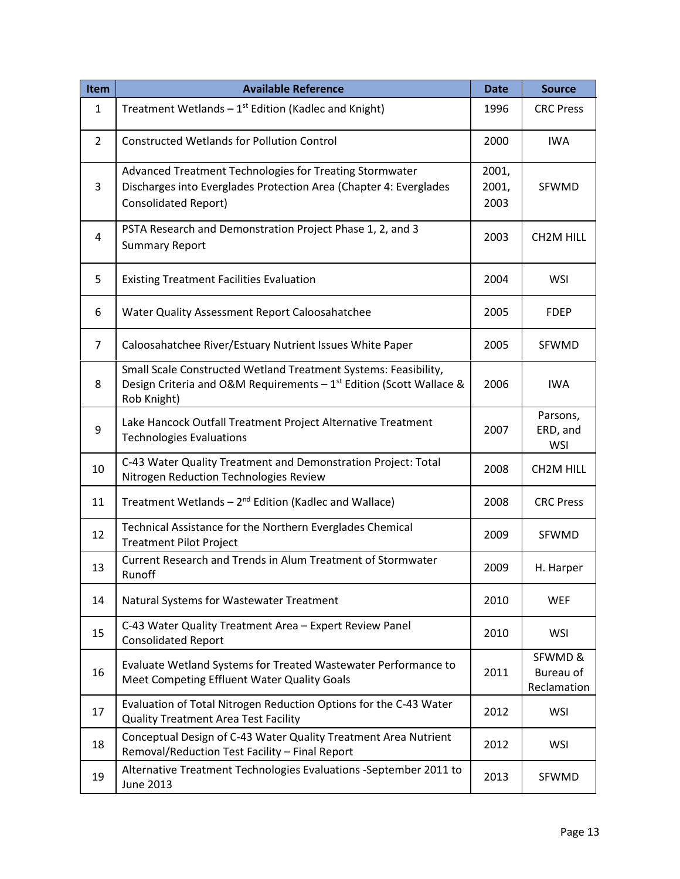| Item | Available Reference | Date | Source |
|---|---|---|---|
| 1 | Treatment Wetlands – 1st Edition (Kadlec and Knight) | 1996 | CRC Press |
| 2 | Constructed Wetlands for Pollution Control | 2000 | IWA |
| 3 | Advanced Treatment Technologies for Treating Stormwater Discharges into Everglades Protection Area (Chapter 4: Everglades Consolidated Report) | 2001, 2001, 2003 | SFWMD |
| 4 | PSTA Research and Demonstration Project Phase 1, 2, and 3 Summary Report | 2003 | CH2M HILL |
| 5 | Existing Treatment Facilities Evaluation | 2004 | WSI |
| 6 | Water Quality Assessment Report Caloosahatchee | 2005 | FDEP |
| 7 | Caloosahatchee River/Estuary Nutrient Issues White Paper | 2005 | SFWMD |
| 8 | Small Scale Constructed Wetland Treatment Systems: Feasibility, Design Criteria and O&M Requirements – 1st Edition (Scott Wallace & Rob Knight) | 2006 | IWA |
| 9 | Lake Hancock Outfall Treatment Project Alternative Treatment Technologies Evaluations | 2007 | Parsons, ERD, and WSI |
| 10 | C-43 Water Quality Treatment and Demonstration Project: Total Nitrogen Reduction Technologies Review | 2008 | CH2M HILL |
| 11 | Treatment Wetlands – 2nd Edition (Kadlec and Wallace) | 2008 | CRC Press |
| 12 | Technical Assistance for the Northern Everglades Chemical Treatment Pilot Project | 2009 | SFWMD |
| 13 | Current Research and Trends in Alum Treatment of Stormwater Runoff | 2009 | H. Harper |
| 14 | Natural Systems for Wastewater Treatment | 2010 | WEF |
| 15 | C-43 Water Quality Treatment Area – Expert Review Panel Consolidated Report | 2010 | WSI |
| 16 | Evaluate Wetland Systems for Treated Wastewater Performance to Meet Competing Effluent Water Quality Goals | 2011 | SFWMD & Bureau of Reclamation |
| 17 | Evaluation of Total Nitrogen Reduction Options for the C-43 Water Quality Treatment Area Test Facility | 2012 | WSI |
| 18 | Conceptual Design of C-43 Water Quality Treatment Area Nutrient Removal/Reduction Test Facility – Final Report | 2012 | WSI |
| 19 | Alternative Treatment Technologies Evaluations -September 2011 to June 2013 | 2013 | SFWMD |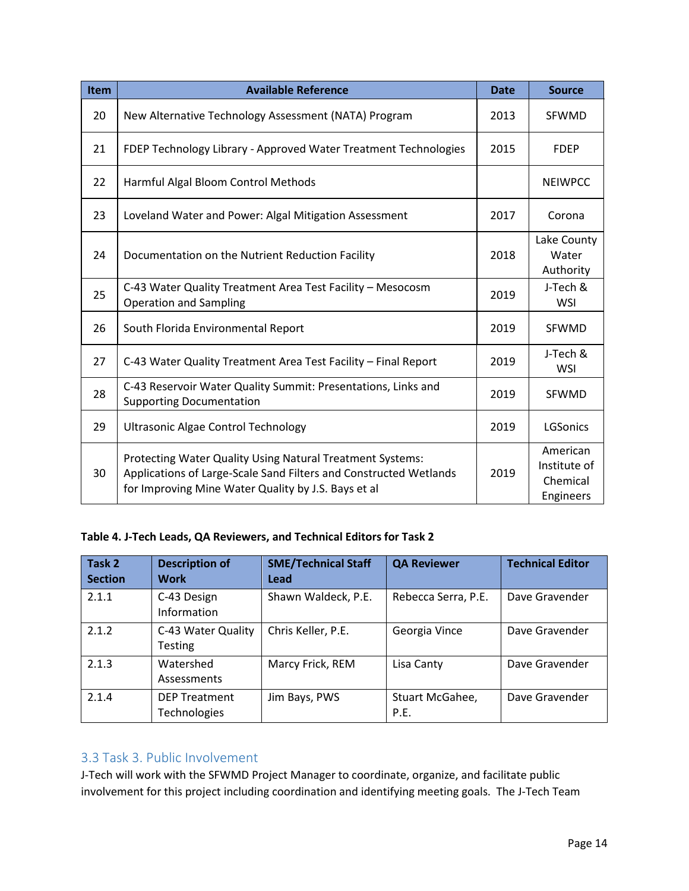| Item | Available Reference | Date | Source |
|---|---|---|---|
| 20 | New Alternative Technology Assessment (NATA) Program | 2013 | SFWMD |
| 21 | FDEP Technology Library - Approved Water Treatment Technologies | 2015 | FDEP |
| 22 | Harmful Algal Bloom Control Methods | | NEIWPCC |
| 23 | Loveland Water and Power: Algal Mitigation Assessment | 2017 | Corona |
| 24 | Documentation on the Nutrient Reduction Facility | 2018 | Lake County Water Authority |
| 25 | C-43 Water Quality Treatment Area Test Facility – Mesocosm Operation and Sampling | 2019 | J-Tech & WSI |
| 26 | South Florida Environmental Report | 2019 | SFWMD |
| 27 | C-43 Water Quality Treatment Area Test Facility – Final Report | 2019 | J-Tech & WSI |
| 28 | C-43 Reservoir Water Quality Summit: Presentations, Links and Supporting Documentation | 2019 | SFWMD |
| 29 | Ultrasonic Algae Control Technology | 2019 | LGSonics |
| 30 | Protecting Water Quality Using Natural Treatment Systems: Applications of Large-Scale Sand Filters and Constructed Wetlands for Improving Mine Water Quality by J.S. Bays et al | 2019 | American Institute of Chemical Engineers |

**Table 4. J-Tech Leads, QA Reviewers, and Technical Editors for Task 2**

| Task 2 Section | Description of Work | SME/Technical Staff Lead | QA Reviewer | Technical Editor |
|---|---|---|---|---|
| 2.1.1 | C-43 Design Information | Shawn Waldeck, P.E. | Rebecca Serra, P.E. | Dave Gravender |
| 2.1.2 | C-43 Water Quality Testing | Chris Keller, P.E. | Georgia Vince | Dave Gravender |
| 2.1.3 | Watershed Assessments | Marcy Frick, REM | Lisa Canty | Dave Gravender |
| 2.1.4 | DEP Treatment Technologies | Jim Bays, PWS | Stuart McGahee, P.E. | Dave Gravender |

## 3.3 Task 3. Public Involvement

J-Tech will work with the SFWMD Project Manager to coordinate, organize, and facilitate public involvement for this project including coordination and identifying meeting goals. The J-Tech Team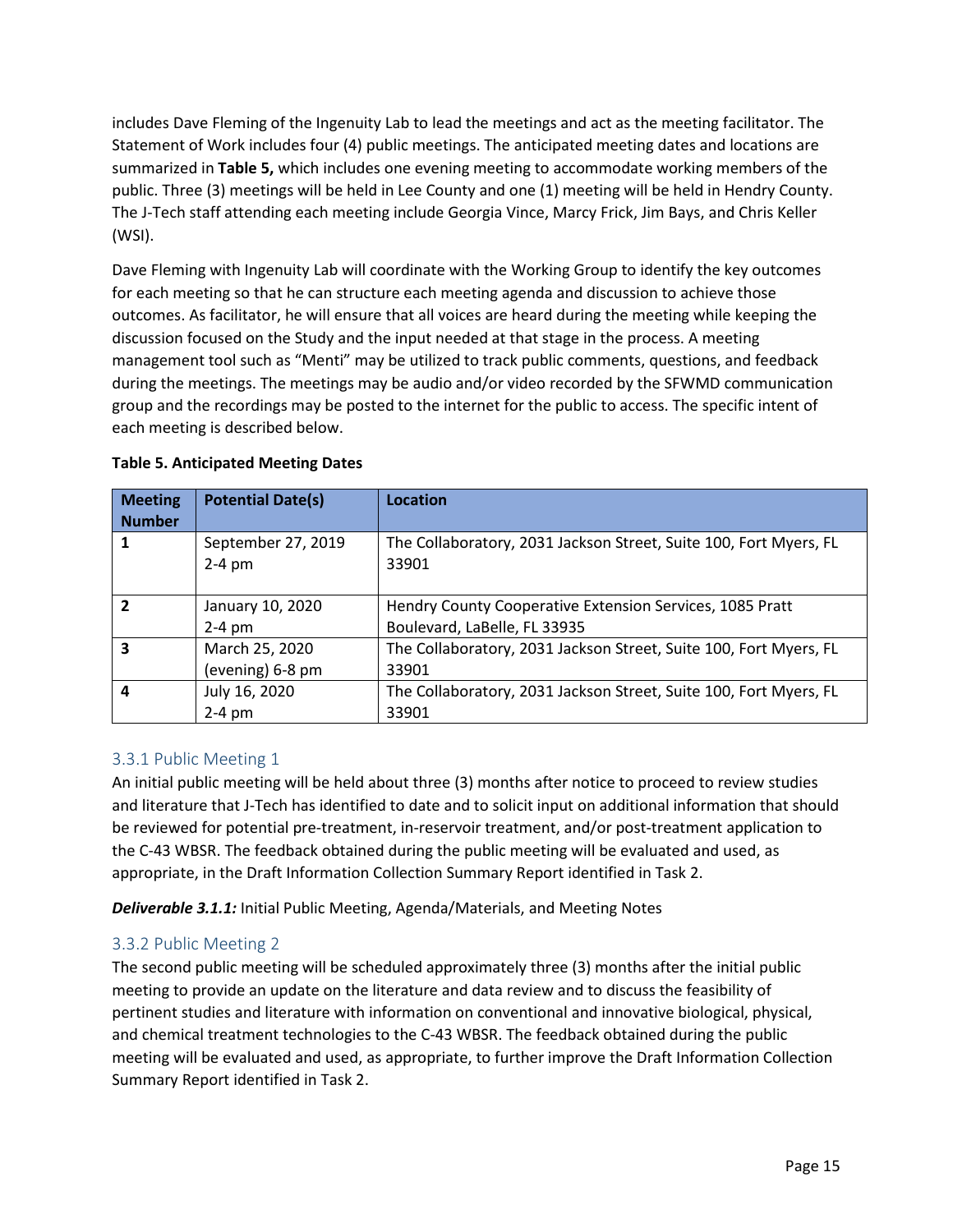includes Dave Fleming of the Ingenuity Lab to lead the meetings and act as the meeting facilitator. The Statement of Work includes four (4) public meetings. The anticipated meeting dates and locations are summarized in **Table 5,** which includes one evening meeting to accommodate working members of the public. Three (3) meetings will be held in Lee County and one (1) meeting will be held in Hendry County. The J-Tech staff attending each meeting include Georgia Vince, Marcy Frick, Jim Bays, and Chris Keller (WSI).

Dave Fleming with Ingenuity Lab will coordinate with the Working Group to identify the key outcomes for each meeting so that he can structure each meeting agenda and discussion to achieve those outcomes. As facilitator, he will ensure that all voices are heard during the meeting while keeping the discussion focused on the Study and the input needed at that stage in the process. A meeting management tool such as "Menti" may be utilized to track public comments, questions, and feedback during the meetings. The meetings may be audio and/or video recorded by the SFWMD communication group and the recordings may be posted to the internet for the public to access. The specific intent of each meeting is described below.

**Table 5. Anticipated Meeting Dates**

| Meeting Number | Potential Date(s) | Location |
|---|---|---|
| **1** | September 27, 2019<br>2-4 pm | The Collaboratory, 2031 Jackson Street, Suite 100, Fort Myers, FL 33901 |
| **2** | January 10, 2020<br>2-4 pm | Hendry County Cooperative Extension Services, 1085 Pratt Boulevard, LaBelle, FL 33935 |
| **3** | March 25, 2020<br>(evening) 6-8 pm | The Collaboratory, 2031 Jackson Street, Suite 100, Fort Myers, FL 33901 |
| **4** | July 16, 2020<br>2-4 pm | The Collaboratory, 2031 Jackson Street, Suite 100, Fort Myers, FL 33901 |

### 3.3.1 Public Meeting 1

An initial public meeting will be held about three (3) months after notice to proceed to review studies and literature that J-Tech has identified to date and to solicit input on additional information that should be reviewed for potential pre-treatment, in-reservoir treatment, and/or post-treatment application to the C-43 WBSR. The feedback obtained during the public meeting will be evaluated and used, as appropriate, in the Draft Information Collection Summary Report identified in Task 2.

***Deliverable 3.1.1:*** Initial Public Meeting, Agenda/Materials, and Meeting Notes

### 3.3.2 Public Meeting 2

The second public meeting will be scheduled approximately three (3) months after the initial public meeting to provide an update on the literature and data review and to discuss the feasibility of pertinent studies and literature with information on conventional and innovative biological, physical, and chemical treatment technologies to the C-43 WBSR. The feedback obtained during the public meeting will be evaluated and used, as appropriate, to further improve the Draft Information Collection Summary Report identified in Task 2.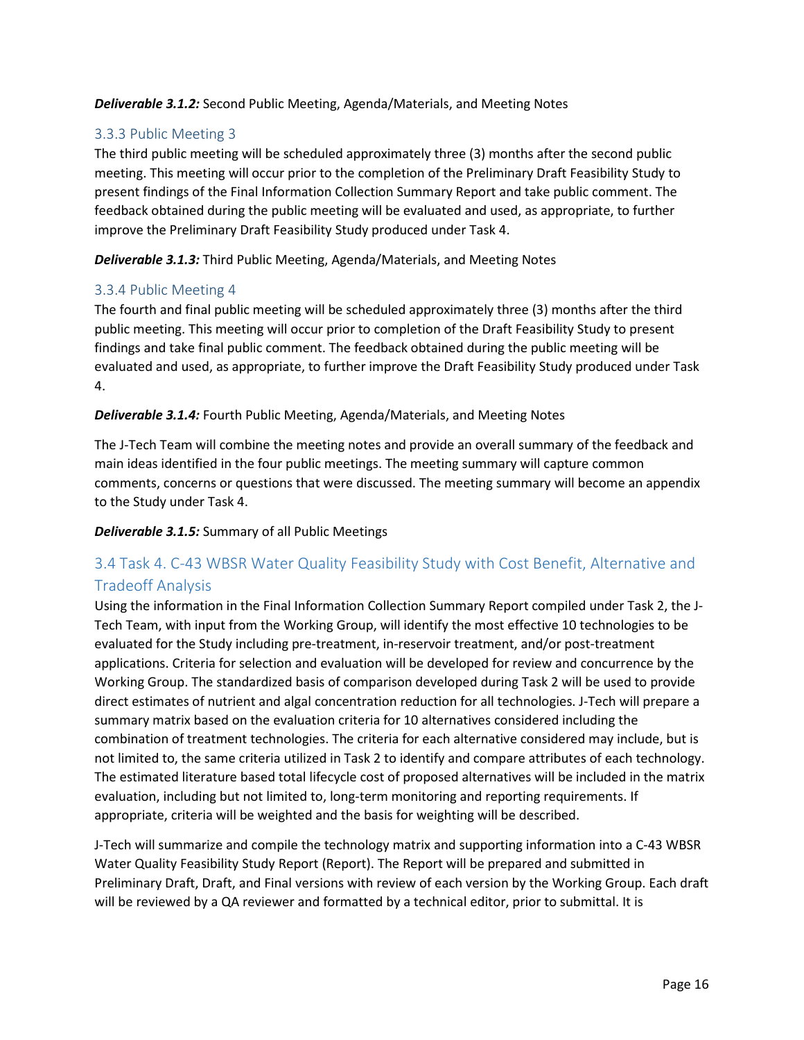***Deliverable 3.1.2:*** Second Public Meeting, Agenda/Materials, and Meeting Notes

### 3.3.3 Public Meeting 3

The third public meeting will be scheduled approximately three (3) months after the second public meeting. This meeting will occur prior to the completion of the Preliminary Draft Feasibility Study to present findings of the Final Information Collection Summary Report and take public comment. The feedback obtained during the public meeting will be evaluated and used, as appropriate, to further improve the Preliminary Draft Feasibility Study produced under Task 4.

***Deliverable 3.1.3:*** Third Public Meeting, Agenda/Materials, and Meeting Notes

### 3.3.4 Public Meeting 4

The fourth and final public meeting will be scheduled approximately three (3) months after the third public meeting. This meeting will occur prior to completion of the Draft Feasibility Study to present findings and take final public comment. The feedback obtained during the public meeting will be evaluated and used, as appropriate, to further improve the Draft Feasibility Study produced under Task 4.

***Deliverable 3.1.4:*** Fourth Public Meeting, Agenda/Materials, and Meeting Notes

The J-Tech Team will combine the meeting notes and provide an overall summary of the feedback and main ideas identified in the four public meetings. The meeting summary will capture common comments, concerns or questions that were discussed. The meeting summary will become an appendix to the Study under Task 4.

***Deliverable 3.1.5:*** Summary of all Public Meetings

## 3.4 Task 4. C-43 WBSR Water Quality Feasibility Study with Cost Benefit, Alternative and Tradeoff Analysis

Using the information in the Final Information Collection Summary Report compiled under Task 2, the J-Tech Team, with input from the Working Group, will identify the most effective 10 technologies to be evaluated for the Study including pre-treatment, in-reservoir treatment, and/or post-treatment applications. Criteria for selection and evaluation will be developed for review and concurrence by the Working Group. The standardized basis of comparison developed during Task 2 will be used to provide direct estimates of nutrient and algal concentration reduction for all technologies. J-Tech will prepare a summary matrix based on the evaluation criteria for 10 alternatives considered including the combination of treatment technologies. The criteria for each alternative considered may include, but is not limited to, the same criteria utilized in Task 2 to identify and compare attributes of each technology. The estimated literature based total lifecycle cost of proposed alternatives will be included in the matrix evaluation, including but not limited to, long-term monitoring and reporting requirements. If appropriate, criteria will be weighted and the basis for weighting will be described.

J-Tech will summarize and compile the technology matrix and supporting information into a C-43 WBSR Water Quality Feasibility Study Report (Report). The Report will be prepared and submitted in Preliminary Draft, Draft, and Final versions with review of each version by the Working Group. Each draft will be reviewed by a QA reviewer and formatted by a technical editor, prior to submittal. It is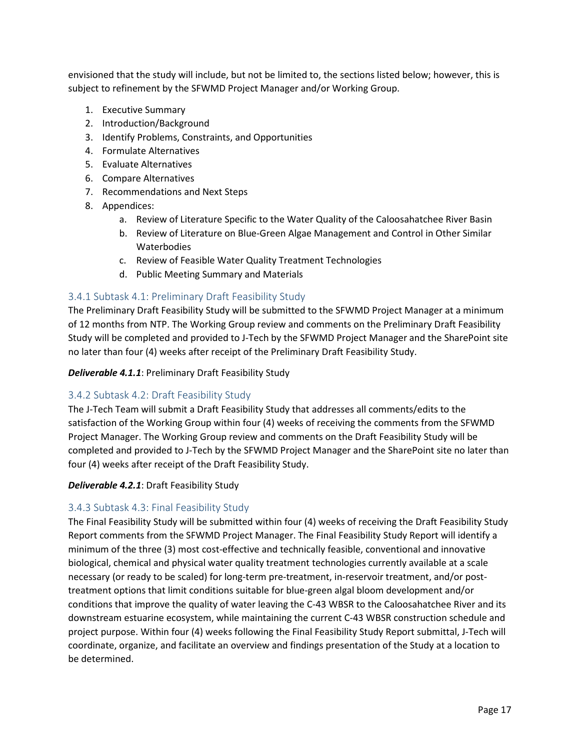envisioned that the study will include, but not be limited to, the sections listed below; however, this is subject to refinement by the SFWMD Project Manager and/or Working Group.

1. Executive Summary
2. Introduction/Background
3. Identify Problems, Constraints, and Opportunities
4. Formulate Alternatives
5. Evaluate Alternatives
6. Compare Alternatives
7. Recommendations and Next Steps
8. Appendices:
    a. Review of Literature Specific to the Water Quality of the Caloosahatchee River Basin
    b. Review of Literature on Blue-Green Algae Management and Control in Other Similar Waterbodies
    c. Review of Feasible Water Quality Treatment Technologies
    d. Public Meeting Summary and Materials

### 3.4.1 Subtask 4.1: Preliminary Draft Feasibility Study

The Preliminary Draft Feasibility Study will be submitted to the SFWMD Project Manager at a minimum of 12 months from NTP. The Working Group review and comments on the Preliminary Draft Feasibility Study will be completed and provided to J-Tech by the SFWMD Project Manager and the SharePoint site no later than four (4) weeks after receipt of the Preliminary Draft Feasibility Study.

***Deliverable 4.1.1***: Preliminary Draft Feasibility Study

### 3.4.2 Subtask 4.2: Draft Feasibility Study

The J-Tech Team will submit a Draft Feasibility Study that addresses all comments/edits to the satisfaction of the Working Group within four (4) weeks of receiving the comments from the SFWMD Project Manager. The Working Group review and comments on the Draft Feasibility Study will be completed and provided to J-Tech by the SFWMD Project Manager and the SharePoint site no later than four (4) weeks after receipt of the Draft Feasibility Study.

***Deliverable 4.2.1***: Draft Feasibility Study

### 3.4.3 Subtask 4.3: Final Feasibility Study

The Final Feasibility Study will be submitted within four (4) weeks of receiving the Draft Feasibility Study Report comments from the SFWMD Project Manager. The Final Feasibility Study Report will identify a minimum of the three (3) most cost-effective and technically feasible, conventional and innovative biological, chemical and physical water quality treatment technologies currently available at a scale necessary (or ready to be scaled) for long-term pre-treatment, in-reservoir treatment, and/or post-treatment options that limit conditions suitable for blue-green algal bloom development and/or conditions that improve the quality of water leaving the C-43 WBSR to the Caloosahatchee River and its downstream estuarine ecosystem, while maintaining the current C-43 WBSR construction schedule and project purpose. Within four (4) weeks following the Final Feasibility Study Report submittal, J-Tech will coordinate, organize, and facilitate an overview and findings presentation of the Study at a location to be determined.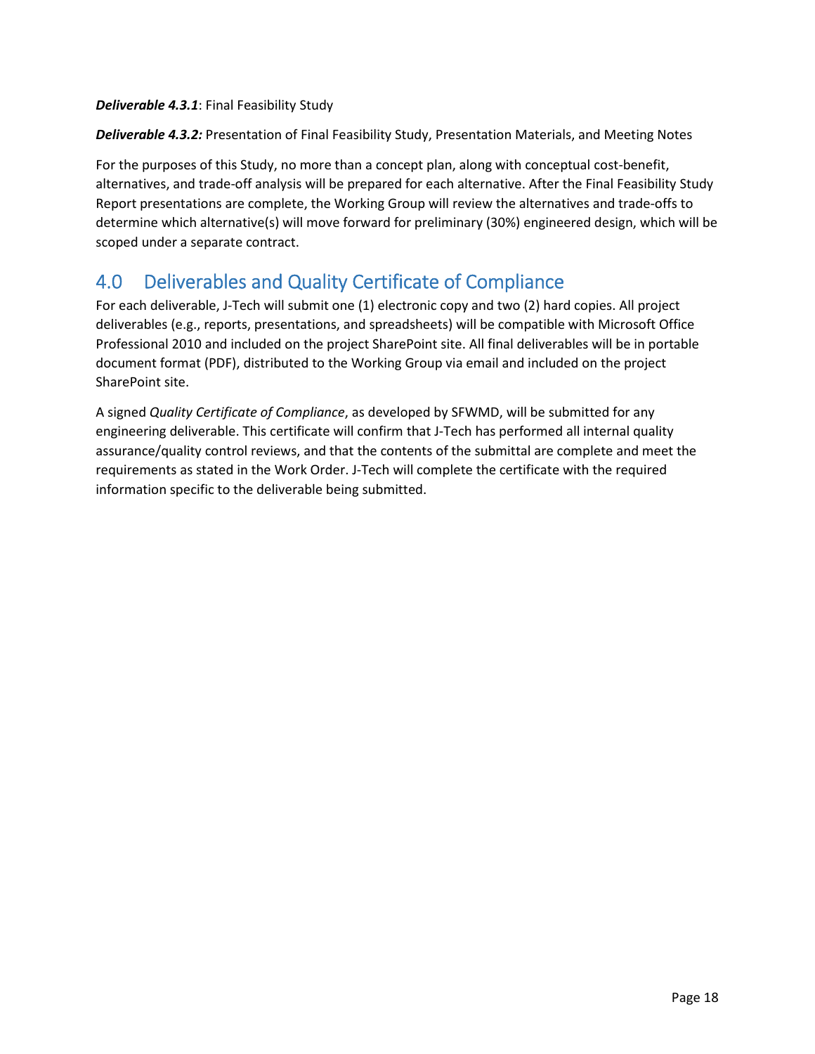***Deliverable 4.3.1***: Final Feasibility Study

***Deliverable 4.3.2:*** Presentation of Final Feasibility Study, Presentation Materials, and Meeting Notes

For the purposes of this Study, no more than a concept plan, along with conceptual cost-benefit, alternatives, and trade-off analysis will be prepared for each alternative. After the Final Feasibility Study Report presentations are complete, the Working Group will review the alternatives and trade-offs to determine which alternative(s) will move forward for preliminary (30%) engineered design, which will be scoped under a separate contract.

## 4.0 Deliverables and Quality Certificate of Compliance

For each deliverable, J-Tech will submit one (1) electronic copy and two (2) hard copies. All project deliverables (e.g., reports, presentations, and spreadsheets) will be compatible with Microsoft Office Professional 2010 and included on the project SharePoint site. All final deliverables will be in portable document format (PDF), distributed to the Working Group via email and included on the project SharePoint site.

A signed *Quality Certificate of Compliance*, as developed by SFWMD, will be submitted for any engineering deliverable. This certificate will confirm that J-Tech has performed all internal quality assurance/quality control reviews, and that the contents of the submittal are complete and meet the requirements as stated in the Work Order. J-Tech will complete the certificate with the required information specific to the deliverable being submitted.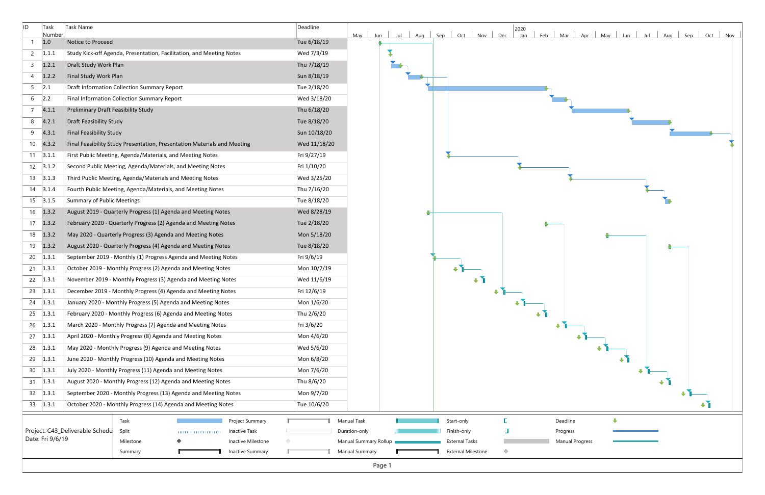| ID | Task Number | Task Name | Deadline |
| --- | --- | --- | --- |
| 1 | 1.0 | Notice to Proceed | Tue 6/18/19 |
| 2 | 1.1.1 | Study Kick-off Agenda, Presentation, Facilitation, and Meeting Notes | Wed 7/3/19 |
| 3 | 1.2.1 | Draft Study Work Plan | Thu 7/18/19 |
| 4 | 1.2.2 | Final Study Work Plan | Sun 8/18/19 |
| 5 | 2.1 | Draft Information Collection Summary Report | Tue 2/18/20 |
| 6 | 2.2 | Final Information Collection Summary Report | Wed 3/18/20 |
| 7 | 4.1.1 | Preliminary Draft Feasibility Study | Thu 6/18/20 |
| 8 | 4.2.1 | Draft Feasibility Study | Tue 8/18/20 |
| 9 | 4.3.1 | Final Feasibility Study | Sun 10/18/20 |
| 10 | 4.3.2 | Final Feasibility Study Presentation, Presentation Materials and Meeting | Wed 11/18/20 |
| 11 | 3.1.1 | First Public Meeting, Agenda/Materials, and Meeting Notes | Fri 9/27/19 |
| 12 | 3.1.2 | Second Public Meeting, Agenda/Materials, and Meeting Notes | Fri 1/10/20 |
| 13 | 3.1.3 | Third Public Meeting, Agenda/Materials and Meeting Notes | Wed 3/25/20 |
| 14 | 3.1.4 | Fourth Public Meeting, Agenda/Materials, and Meeting Notes | Thu 7/16/20 |
| 15 | 3.1.5 | Summary of Public Meetings | Tue 8/18/20 |
| 16 | 1.3.2 | August 2019 - Quarterly Progress (1) Agenda and Meeting Notes | Wed 8/28/19 |
| 17 | 1.3.2 | February 2020 - Quarterly Progress (2) Agenda and Meeting Notes | Tue 2/18/20 |
| 18 | 1.3.2 | May 2020 - Quarterly Progress (3) Agenda and Meeting Notes | Mon 5/18/20 |
| 19 | 1.3.2 | August 2020 - Quarterly Progress (4) Agenda and Meeting Notes | Tue 8/18/20 |
| 20 | 1.3.1 | September 2019 - Monthly (1) Progress Agenda and Meeting Notes | Fri 9/6/19 |
| 21 | 1.3.1 | October 2019 - Monthly Progress (2) Agenda and Meeting Notes | Mon 10/7/19 |
| 22 | 1.3.1 | November 2019 - Monthly Progress (3) Agenda and Meeting Notes | Wed 11/6/19 |
| 23 | 1.3.1 | December 2019 - Monthly Progress (4) Agenda and Meeting Notes | Fri 12/6/19 |
| 24 | 1.3.1 | January 2020 - Monthly Progress (5) Agenda and Meeting Notes | Mon 1/6/20 |
| 25 | 1.3.1 | February 2020 - Monthly Progress (6) Agenda and Meeting Notes | Thu 2/6/20 |
| 26 | 1.3.1 | March 2020 - Monthly Progress (7) Agenda and Meeting Notes | Fri 3/6/20 |
| 27 | 1.3.1 | April 2020 - Monthly Progress (8) Agenda and Meeting Notes | Mon 4/6/20 |
| 28 | 1.3.1 | May 2020 - Monthly Progress (9) Agenda and Meeting Notes | Wed 5/6/20 |
| 29 | 1.3.1 | June 2020 - Monthly Progress (10) Agenda and Meeting Notes | Mon 6/8/20 |
| 30 | 1.3.1 | July 2020 - Monthly Progress (11) Agenda and Meeting Notes | Mon 7/6/20 |
| 31 | 1.3.1 | August 2020 - Monthly Progress (12) Agenda and Meeting Notes | Thu 8/6/20 |
| 32 | 1.3.1 | September 2020 - Monthly Progress (13) Agenda and Meeting Notes | Mon 9/7/20 |
| 33 | 1.3.1 | October 2020 - Monthly Progress (14) Agenda and Meeting Notes | Tue 10/6/20 |

May Jun Jul Aug Sep Oct Nov Dec 2020 Jan Feb Mar Apr May Jun Jul Aug Sep Oct Nov

Project: C43_Deliverable Schedu
Date: Fri 9/6/19

Task, Split, Milestone, Summary, Project Summary, Inactive Task, Inactive Milestone, Inactive Summary, Manual Task, Duration-only, Manual Summary Rollup, Manual Summary, Start-only, Finish-only, External Tasks, External Milestone, Deadline, Progress, Manual Progress